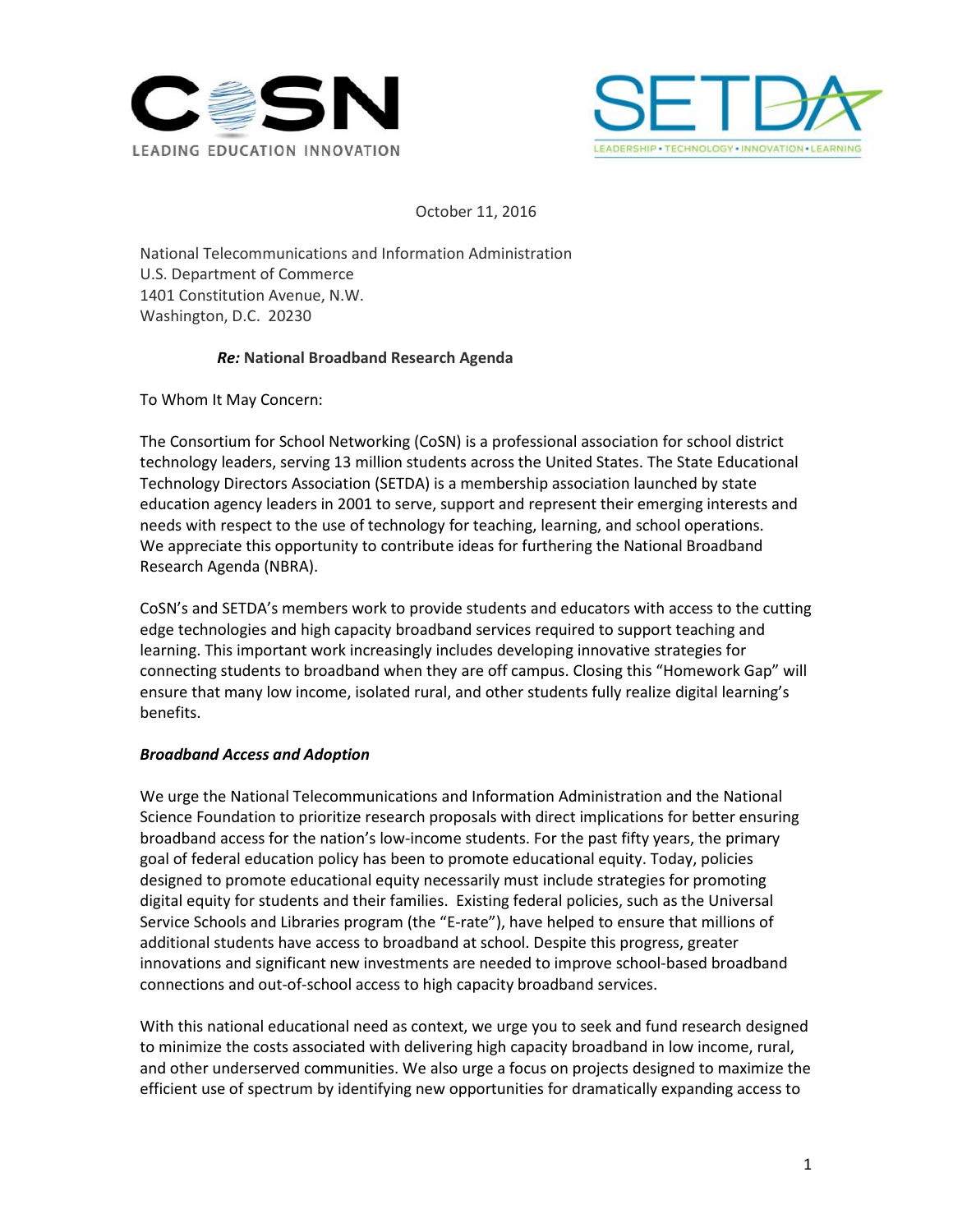October 11, 2016

National Telecommunications and Information Administration
U.S. Department of Commerce
1401 Constitution Avenue, N.W.
Washington, D.C. 20230

***Re:* National Broadband Research Agenda**

To Whom It May Concern:

The Consortium for School Networking (CoSN) is a professional association for school district technology leaders, serving 13 million students across the United States. The State Educational Technology Directors Association (SETDA) is a membership association launched by state education agency leaders in 2001 to serve, support and represent their emerging interests and needs with respect to the use of technology for teaching, learning, and school operations. We appreciate this opportunity to contribute ideas for furthering the National Broadband Research Agenda (NBRA).

CoSN's and SETDA's members work to provide students and educators with access to the cutting edge technologies and high capacity broadband services required to support teaching and learning. This important work increasingly includes developing innovative strategies for connecting students to broadband when they are off campus. Closing this "Homework Gap" will ensure that many low income, isolated rural, and other students fully realize digital learning's benefits.

***Broadband Access and Adoption***

We urge the National Telecommunications and Information Administration and the National Science Foundation to prioritize research proposals with direct implications for better ensuring broadband access for the nation's low-income students. For the past fifty years, the primary goal of federal education policy has been to promote educational equity. Today, policies designed to promote educational equity necessarily must include strategies for promoting digital equity for students and their families. Existing federal policies, such as the Universal Service Schools and Libraries program (the "E-rate"), have helped to ensure that millions of additional students have access to broadband at school. Despite this progress, greater innovations and significant new investments are needed to improve school-based broadband connections and out-of-school access to high capacity broadband services.

With this national educational need as context, we urge you to seek and fund research designed to minimize the costs associated with delivering high capacity broadband in low income, rural, and other underserved communities. We also urge a focus on projects designed to maximize the efficient use of spectrum by identifying new opportunities for dramatically expanding access to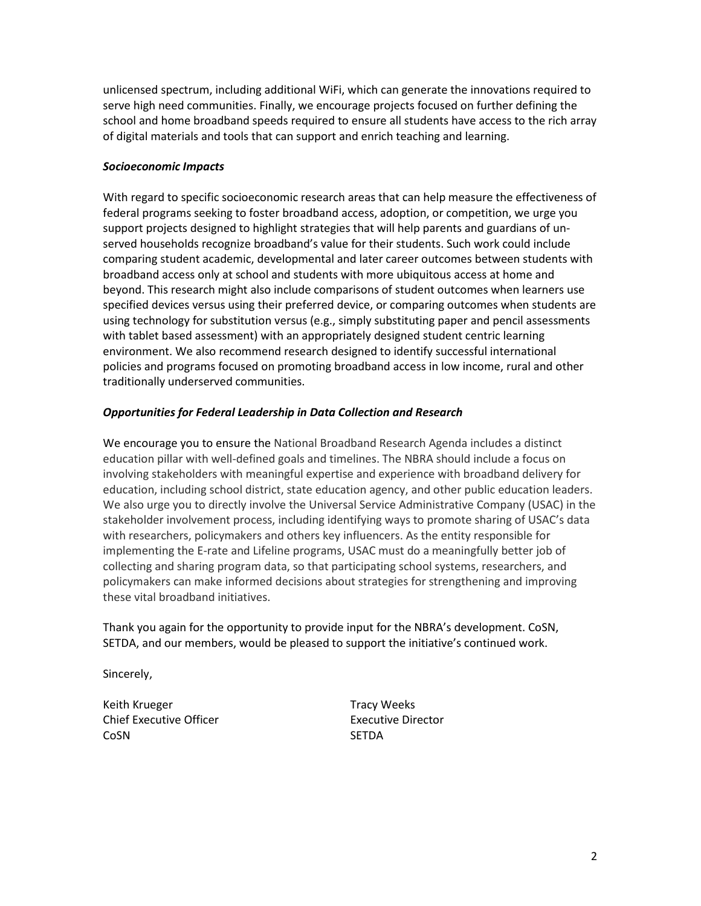unlicensed spectrum, including additional WiFi, which can generate the innovations required to serve high need communities. Finally, we encourage projects focused on further defining the school and home broadband speeds required to ensure all students have access to the rich array of digital materials and tools that can support and enrich teaching and learning.

***Socioeconomic Impacts***

With regard to specific socioeconomic research areas that can help measure the effectiveness of federal programs seeking to foster broadband access, adoption, or competition, we urge you support projects designed to highlight strategies that will help parents and guardians of un-served households recognize broadband's value for their students. Such work could include comparing student academic, developmental and later career outcomes between students with broadband access only at school and students with more ubiquitous access at home and beyond. This research might also include comparisons of student outcomes when learners use specified devices versus using their preferred device, or comparing outcomes when students are using technology for substitution versus (e.g., simply substituting paper and pencil assessments with tablet based assessment) with an appropriately designed student centric learning environment. We also recommend research designed to identify successful international policies and programs focused on promoting broadband access in low income, rural and other traditionally underserved communities.

***Opportunities for Federal Leadership in Data Collection and Research***

We encourage you to ensure the National Broadband Research Agenda includes a distinct education pillar with well-defined goals and timelines. The NBRA should include a focus on involving stakeholders with meaningful expertise and experience with broadband delivery for education, including school district, state education agency, and other public education leaders. We also urge you to directly involve the Universal Service Administrative Company (USAC) in the stakeholder involvement process, including identifying ways to promote sharing of USAC's data with researchers, policymakers and others key influencers. As the entity responsible for implementing the E-rate and Lifeline programs, USAC must do a meaningfully better job of collecting and sharing program data, so that participating school systems, researchers, and policymakers can make informed decisions about strategies for strengthening and improving these vital broadband initiatives.

Thank you again for the opportunity to provide input for the NBRA's development. CoSN, SETDA, and our members, would be pleased to support the initiative's continued work.

Sincerely,

Keith Krueger
Chief Executive Officer
CoSN

Tracy Weeks
Executive Director
SETDA